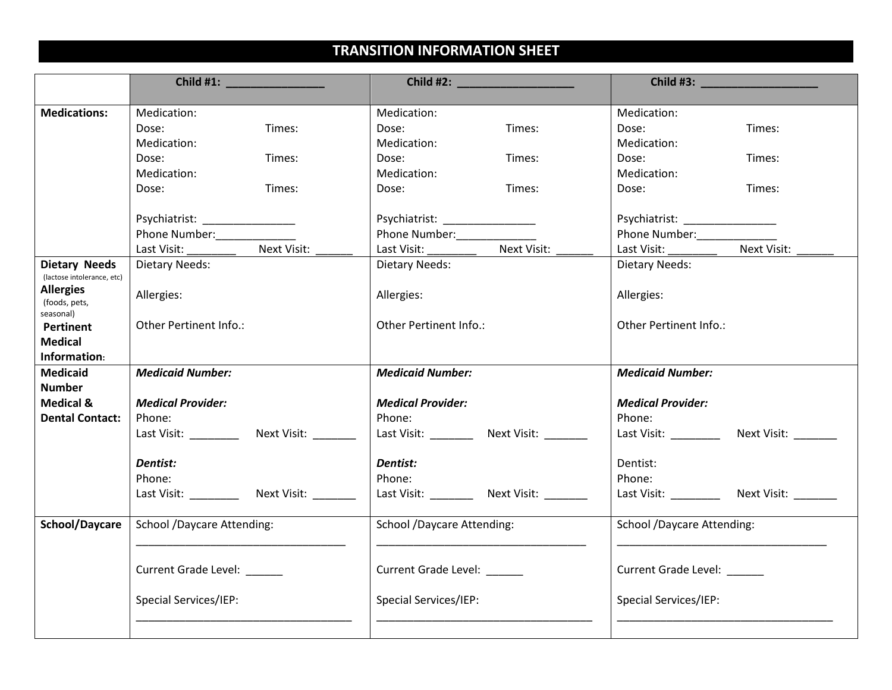# TRANSITION INFORMATION SHEET

| | Child #1: ________________ | Child #2: ___________________ | Child #3: ___________________ |
|---|---|---|---|
| **Medications:** | Medication:<br>Dose: Times:<br>Medication:<br>Dose: Times:<br>Medication:<br>Dose: Times:<br><br>Psychiatrist: _______________<br>Phone Number:_____________<br>Last Visit: ________ Next Visit: ______ | Medication:<br>Dose: Times:<br>Medication:<br>Dose: Times:<br>Medication:<br>Dose: Times:<br><br>Psychiatrist: _______________<br>Phone Number:_____________<br>Last Visit: ________ Next Visit: ______ | Medication:<br>Dose: Times:<br>Medication:<br>Dose: Times:<br>Medication:<br>Dose: Times:<br><br>Psychiatrist: _______________<br>Phone Number:_____________<br>Last Visit: ________ Next Visit: ______ |
| **Dietary Needs** (lactose intolerance, etc)<br>**Allergies** (foods, pets, seasonal)<br>**Pertinent Medical Information**: | Dietary Needs:<br><br>Allergies:<br><br>Other Pertinent Info.: | Dietary Needs:<br><br>Allergies:<br><br>Other Pertinent Info.: | Dietary Needs:<br><br>Allergies:<br><br>Other Pertinent Info.: |
| **Medicaid Number Medical & Dental Contact:** | ***Medicaid Number:***<br><br>***Medical Provider:***<br>Phone:<br>Last Visit: ________ Next Visit: _______<br><br>***Dentist:***<br>Phone:<br>Last Visit: ________ Next Visit: _______ | ***Medicaid Number:***<br><br>***Medical Provider:***<br>Phone:<br>Last Visit: _______ Next Visit: _______<br><br>***Dentist:***<br>Phone:<br>Last Visit: _______ Next Visit: _______ | ***Medicaid Number:***<br><br>***Medical Provider:***<br>Phone:<br>Last Visit: ________ Next Visit: _______<br><br>Dentist:<br>Phone:<br>Last Visit: ________ Next Visit: _______ |
| **School/Daycare** | School /Daycare Attending:<br>___________________________________<br><br>Current Grade Level: ______<br><br>Special Services/IEP:<br>____________________________________ | School /Daycare Attending:<br>___________________________________<br><br>Current Grade Level: ______<br><br>Special Services/IEP:<br>____________________________________ | School /Daycare Attending:<br>___________________________________<br><br>Current Grade Level: ______<br><br>Special Services/IEP:<br>____________________________________ |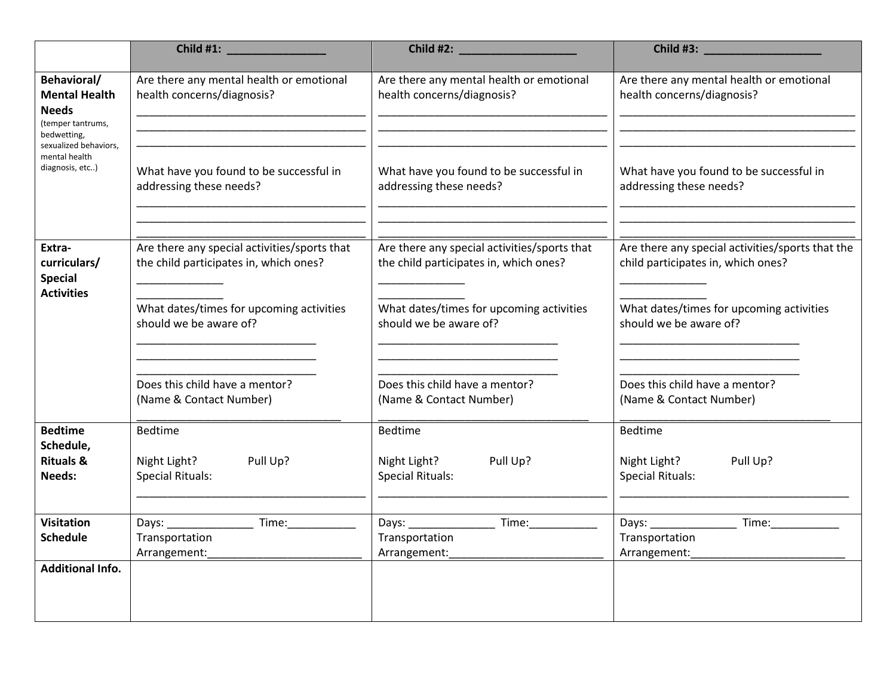| | Child #1: ________________ | Child #2: ___________________ | Child #3: ___________________ |
|---|---|---|---|
| **Behavioral/ Mental Health Needs** (temper tantrums, bedwetting, sexualized behaviors, mental health diagnosis, etc..) | Are there any mental health or emotional health concerns/diagnosis?<br>_______________________________________<br>_______________________________________<br>_______________________________________<br><br>What have you found to be successful in addressing these needs?<br>_______________________________________<br>_______________________________________<br>_______________________________________ | Are there any mental health or emotional health concerns/diagnosis?<br>_______________________________________<br>_______________________________________<br>_______________________________________<br><br>What have you found to be successful in addressing these needs?<br>_______________________________________<br>_______________________________________<br>_______________________________________ | Are there any mental health or emotional health concerns/diagnosis?<br>_______________________________________<br>_______________________________________<br>_______________________________________<br><br>What have you found to be successful in addressing these needs?<br>_______________________________________<br>_______________________________________<br>_______________________________________ |
| **Extra-curriculars/ Special Activities** | Are there any special activities/sports that the child participates in, which ones?<br>______________<br>______________<br>What dates/times for upcoming activities should we be aware of?<br>______________________________<br>______________________________<br>______________________________<br>Does this child have a mentor?<br>(Name & Contact Number)<br>___________________________________ | Are there any special activities/sports that the child participates in, which ones?<br>______________<br>______________<br>What dates/times for upcoming activities should we be aware of?<br>______________________________<br>______________________________<br>______________________________<br>Does this child have a mentor?<br>(Name & Contact Number)<br>___________________________________ | Are there any special activities/sports that the child participates in, which ones?<br>______________<br>______________<br>What dates/times for upcoming activities should we be aware of?<br>______________________________<br>______________________________<br>______________________________<br>Does this child have a mentor?<br>(Name & Contact Number)<br>___________________________________ |
| **Bedtime Schedule, Rituals & Needs:** | Bedtime<br><br>Night Light? Pull Up?<br>Special Rituals:<br>_______________________________________ | Bedtime<br><br>Night Light? Pull Up?<br>Special Rituals:<br>_______________________________________ | Bedtime<br><br>Night Light? Pull Up?<br>Special Rituals:<br>_______________________________________ |
| **Visitation Schedule** | Days: ______________ Time:___________<br>Transportation<br>Arrangement:_________________________ | Days: ______________ Time:___________<br>Transportation<br>Arrangement:_________________________ | Days: ______________ Time:___________<br>Transportation<br>Arrangement:_________________________ |
| **Additional Info.** | | | |